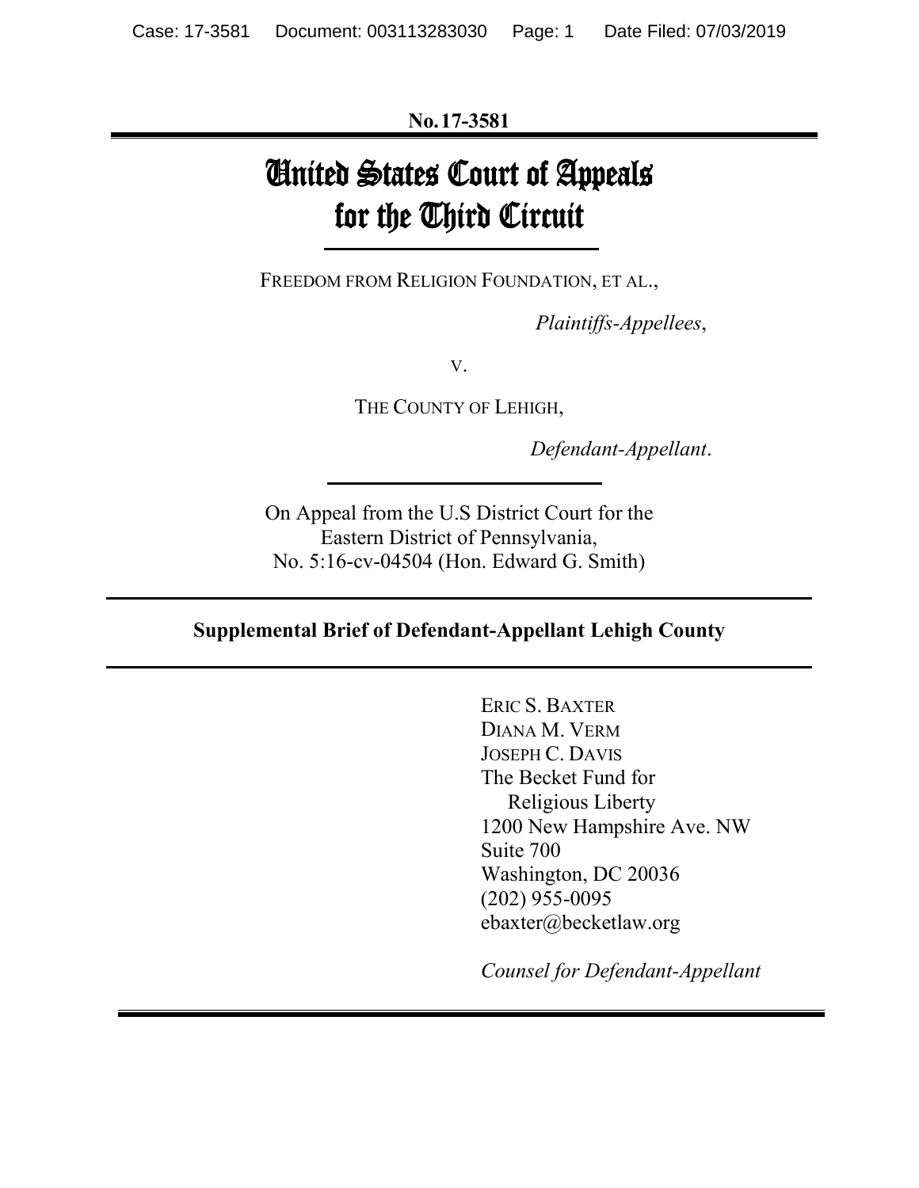**No. 17-3581**

# United States Court of Appeals for the Third Circuit

FREEDOM FROM RELIGION FOUNDATION, ET AL.,

*Plaintiffs-Appellees*,

V.

THE COUNTY OF LEHIGH,

*Defendant-Appellant*.

On Appeal from the U.S District Court for the Eastern District of Pennsylvania, No. 5:16-cv-04504 (Hon. Edward G. Smith)

## Supplemental Brief of Defendant-Appellant Lehigh County

ERIC S. BAXTER
DIANA M. VERM
JOSEPH C. DAVIS
The Becket Fund for Religious Liberty
1200 New Hampshire Ave. NW
Suite 700
Washington, DC 20036
(202) 955-0095
ebaxter@becketlaw.org

*Counsel for Defendant-Appellant*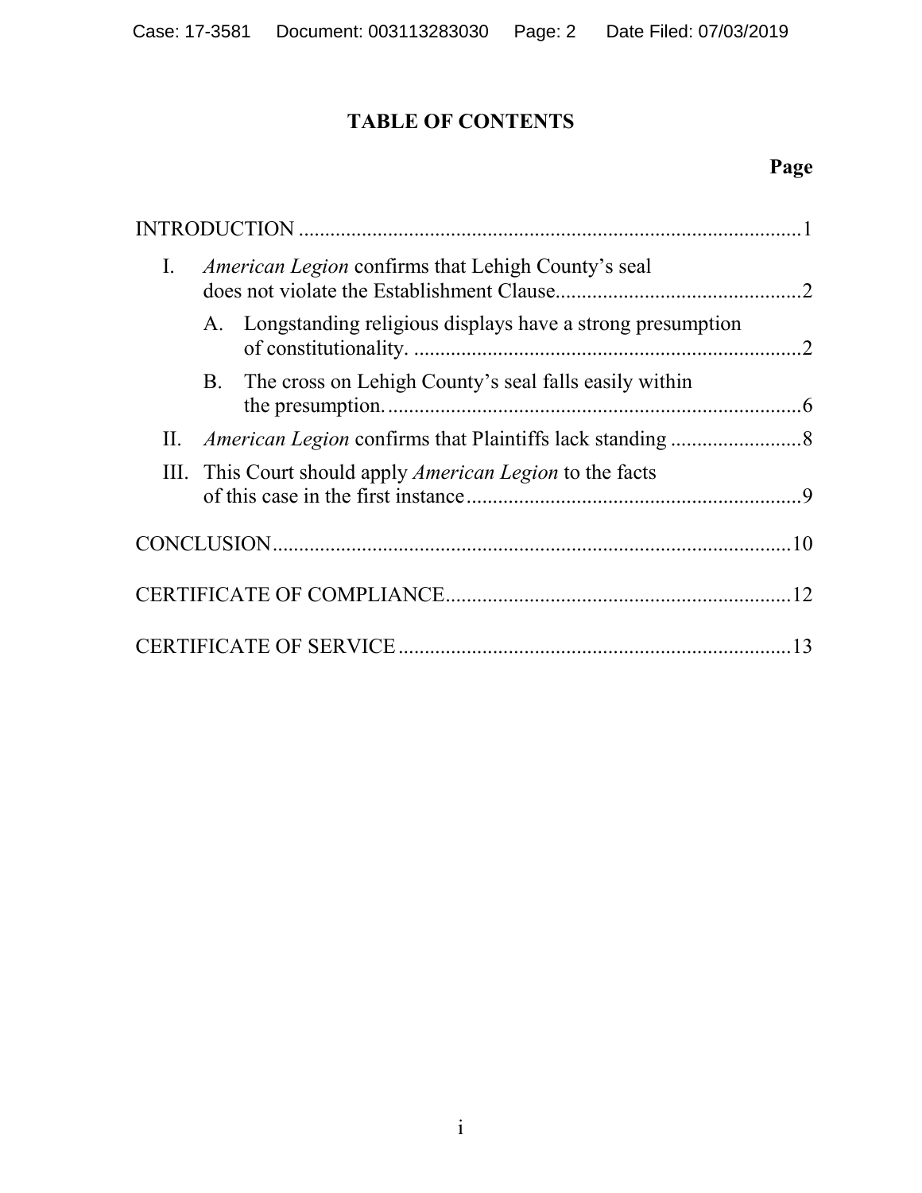# TABLE OF CONTENTS

**Page**

INTRODUCTION ....................................................................................................1

I. *American Legion* confirms that Lehigh County's seal does not violate the Establishment Clause...............................................2

  A. Longstanding religious displays have a strong presumption of constitutionality. ..........................................................................2

  B. The cross on Lehigh County's seal falls easily within the presumption. ...............................................................................6

II. *American Legion* confirms that Plaintiffs lack standing .........................8

III. This Court should apply *American Legion* to the facts of this case in the first instance................................................................9

CONCLUSION...................................................................................................10

CERTIFICATE OF COMPLIANCE.................................................................12

CERTIFICATE OF SERVICE..........................................................................13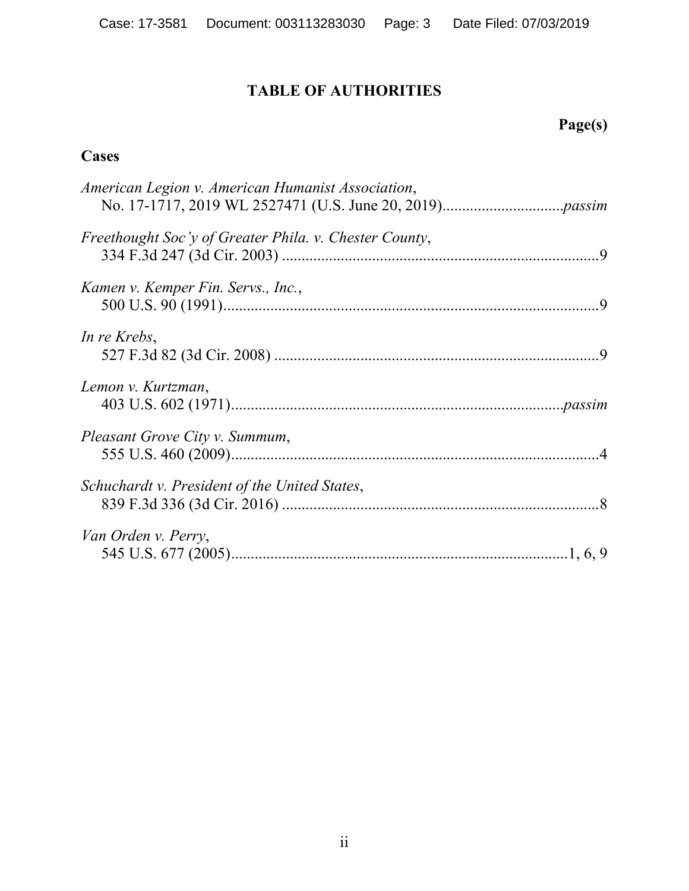# TABLE OF AUTHORITIES

**Page(s)**

**Cases**

*American Legion v. American Humanist Association*,
No. 17-1717, 2019 WL 2527471 (U.S. June 20, 2019)............................*passim*

*Freethought Soc'y of Greater Phila. v. Chester County*,
334 F.3d 247 (3d Cir. 2003) ...............................................................................9

*Kamen v. Kemper Fin. Servs., Inc.*,
500 U.S. 90 (1991)..............................................................................................9

*In re Krebs*,
527 F.3d 82 (3d Cir. 2008) .................................................................................9

*Lemon v. Kurtzman*,
403 U.S. 602 (1971).....................................................................................*passim*

*Pleasant Grove City v. Summum*,
555 U.S. 460 (2009)............................................................................................4

*Schuchardt v. President of the United States*,
839 F.3d 336 (3d Cir. 2016) ...............................................................................8

*Van Orden v. Perry*,
545 U.S. 677 (2005)....................................................................................1, 6, 9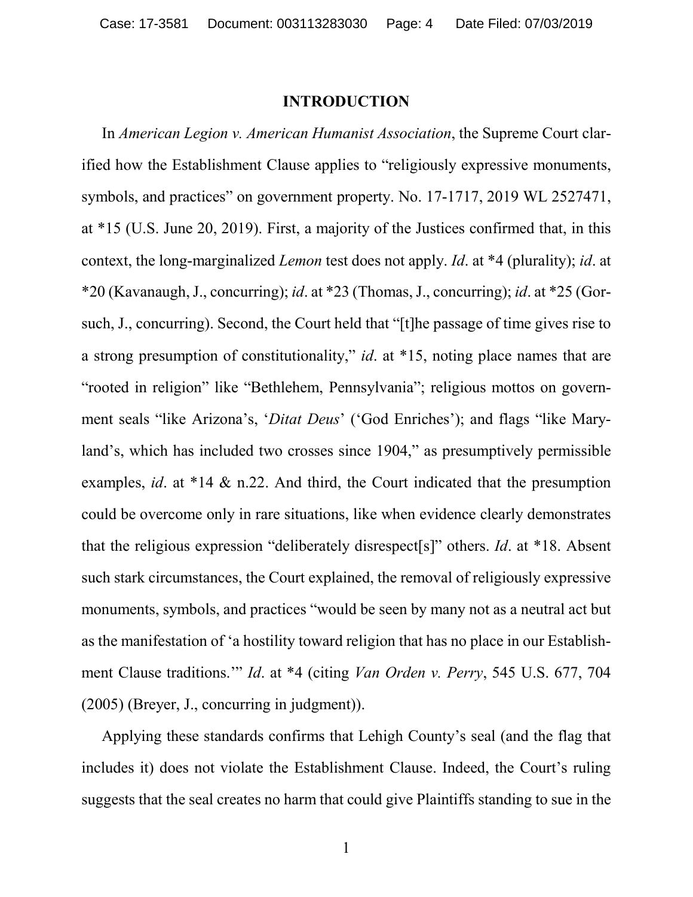## INTRODUCTION

In *American Legion v. American Humanist Association*, the Supreme Court clarified how the Establishment Clause applies to "religiously expressive monuments, symbols, and practices" on government property. No. 17-1717, 2019 WL 2527471, at *15 (U.S. June 20, 2019). First, a majority of the Justices confirmed that, in this context, the long-marginalized *Lemon* test does not apply. *Id*. at *4 (plurality); *id*. at *20 (Kavanaugh, J., concurring); *id*. at *23 (Thomas, J., concurring); *id*. at *25 (Gorsuch, J., concurring). Second, the Court held that "[t]he passage of time gives rise to a strong presumption of constitutionality," *id*. at *15, noting place names that are "rooted in religion" like "Bethlehem, Pennsylvania"; religious mottos on government seals "like Arizona's, '*Ditat Deus*' ('God Enriches'); and flags "like Maryland's, which has included two crosses since 1904," as presumptively permissible examples, *id*. at *14 & n.22. And third, the Court indicated that the presumption could be overcome only in rare situations, like when evidence clearly demonstrates that the religious expression "deliberately disrespect[s]" others. *Id*. at *18. Absent such stark circumstances, the Court explained, the removal of religiously expressive monuments, symbols, and practices "would be seen by many not as a neutral act but as the manifestation of 'a hostility toward religion that has no place in our Establishment Clause traditions.'" *Id*. at *4 (citing *Van Orden v. Perry*, 545 U.S. 677, 704 (2005) (Breyer, J., concurring in judgment)).

Applying these standards confirms that Lehigh County's seal (and the flag that includes it) does not violate the Establishment Clause. Indeed, the Court's ruling suggests that the seal creates no harm that could give Plaintiffs standing to sue in the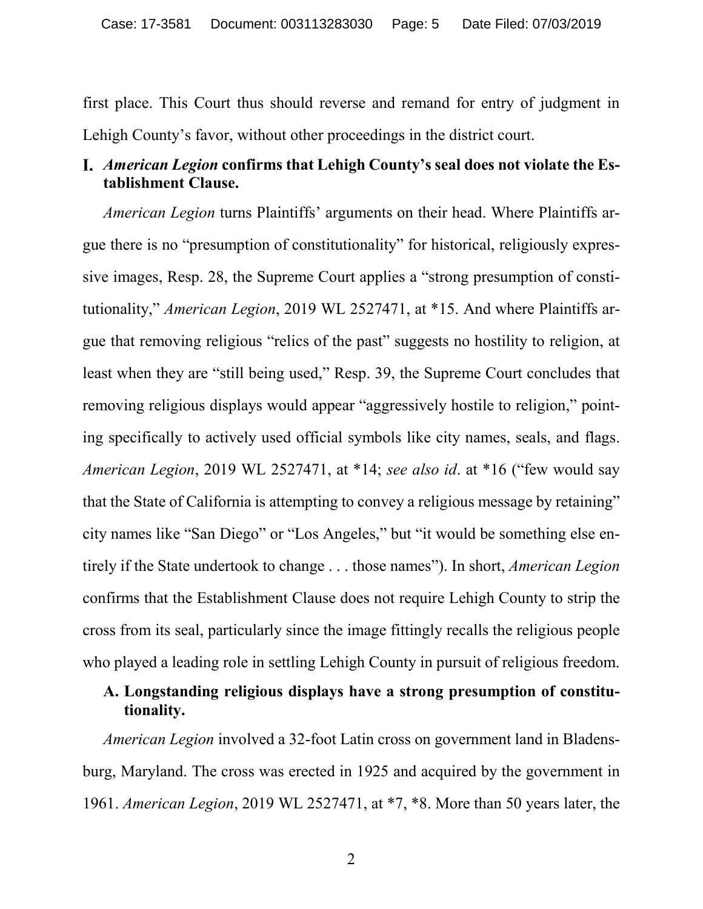first place. This Court thus should reverse and remand for entry of judgment in Lehigh County's favor, without other proceedings in the district court.

## I. *American Legion* confirms that Lehigh County's seal does not violate the Establishment Clause.

*American Legion* turns Plaintiffs' arguments on their head. Where Plaintiffs argue there is no "presumption of constitutionality" for historical, religiously expressive images, Resp. 28, the Supreme Court applies a "strong presumption of constitutionality," *American Legion*, 2019 WL 2527471, at *15. And where Plaintiffs argue that removing religious "relics of the past" suggests no hostility to religion, at least when they are "still being used," Resp. 39, the Supreme Court concludes that removing religious displays would appear "aggressively hostile to religion," pointing specifically to actively used official symbols like city names, seals, and flags. *American Legion*, 2019 WL 2527471, at *14; *see also id*. at *16 ("few would say that the State of California is attempting to convey a religious message by retaining" city names like "San Diego" or "Los Angeles," but "it would be something else entirely if the State undertook to change . . . those names"). In short, *American Legion* confirms that the Establishment Clause does not require Lehigh County to strip the cross from its seal, particularly since the image fittingly recalls the religious people who played a leading role in settling Lehigh County in pursuit of religious freedom.

### A. Longstanding religious displays have a strong presumption of constitutionality.

*American Legion* involved a 32-foot Latin cross on government land in Bladensburg, Maryland. The cross was erected in 1925 and acquired by the government in 1961. *American Legion*, 2019 WL 2527471, at *7, *8. More than 50 years later, the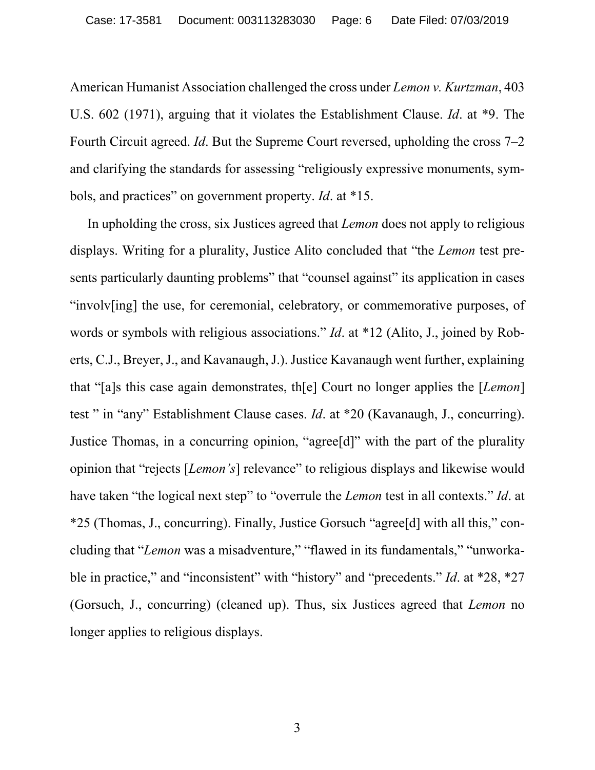American Humanist Association challenged the cross under *Lemon v. Kurtzman*, 403 U.S. 602 (1971), arguing that it violates the Establishment Clause. *Id*. at *9. The Fourth Circuit agreed. *Id*. But the Supreme Court reversed, upholding the cross 7–2 and clarifying the standards for assessing "religiously expressive monuments, symbols, and practices" on government property. *Id*. at *15.

In upholding the cross, six Justices agreed that *Lemon* does not apply to religious displays. Writing for a plurality, Justice Alito concluded that "the *Lemon* test presents particularly daunting problems" that "counsel against" its application in cases "involv[ing] the use, for ceremonial, celebratory, or commemorative purposes, of words or symbols with religious associations." *Id*. at *12 (Alito, J., joined by Roberts, C.J., Breyer, J., and Kavanaugh, J.). Justice Kavanaugh went further, explaining that "[a]s this case again demonstrates, th[e] Court no longer applies the [*Lemon*] test " in "any" Establishment Clause cases. *Id*. at *20 (Kavanaugh, J., concurring). Justice Thomas, in a concurring opinion, "agree[d]" with the part of the plurality opinion that "rejects [*Lemon's*] relevance" to religious displays and likewise would have taken "the logical next step" to "overrule the *Lemon* test in all contexts." *Id*. at *25 (Thomas, J., concurring). Finally, Justice Gorsuch "agree[d] with all this," concluding that "*Lemon* was a misadventure," "flawed in its fundamentals," "unworkable in practice," and "inconsistent" with "history" and "precedents." *Id*. at *28, *27 (Gorsuch, J., concurring) (cleaned up). Thus, six Justices agreed that *Lemon* no longer applies to religious displays.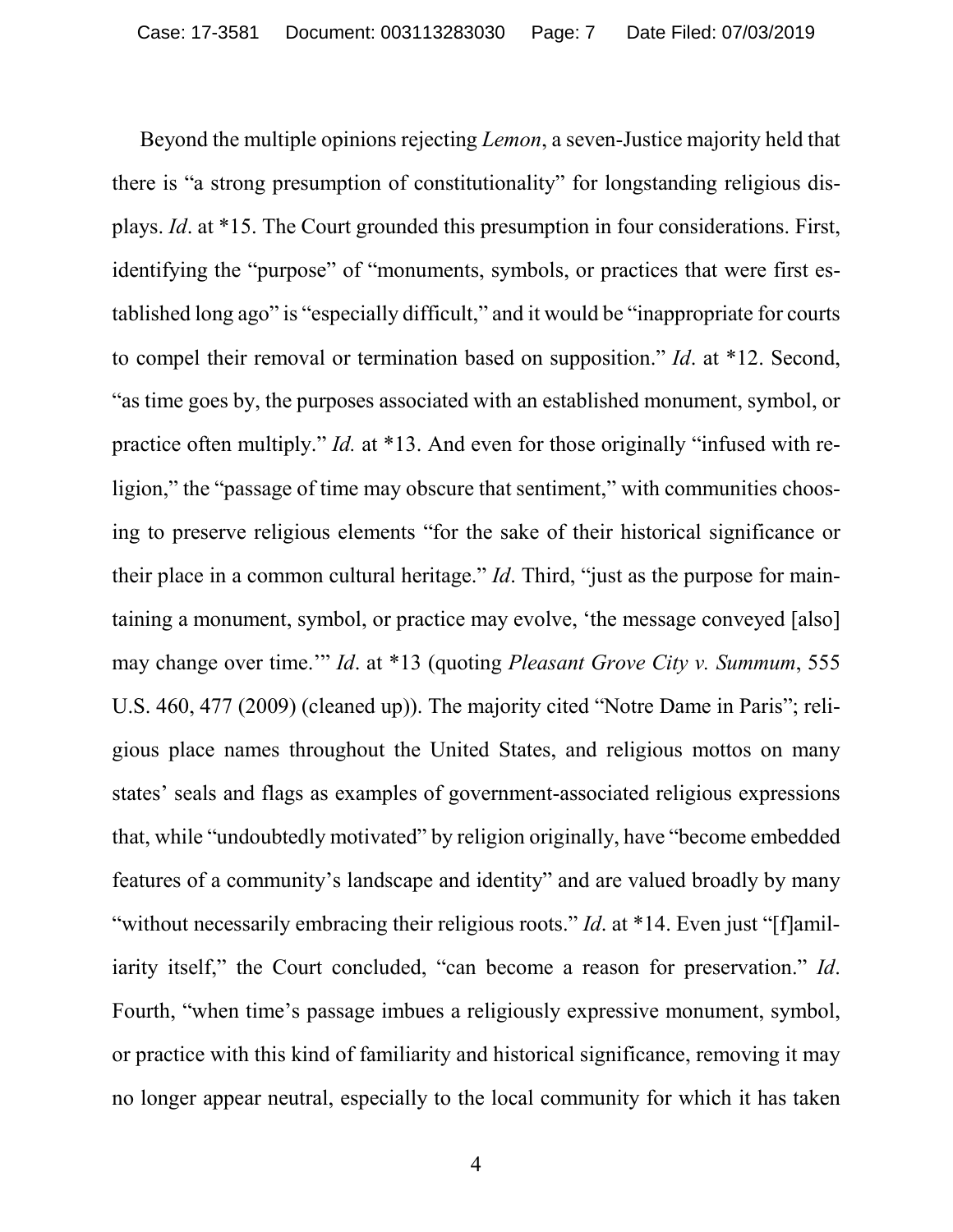Beyond the multiple opinions rejecting *Lemon*, a seven-Justice majority held that there is "a strong presumption of constitutionality" for longstanding religious displays. *Id*. at *15. The Court grounded this presumption in four considerations. First, identifying the "purpose" of "monuments, symbols, or practices that were first established long ago" is "especially difficult," and it would be "inappropriate for courts to compel their removal or termination based on supposition." *Id*. at *12. Second, "as time goes by, the purposes associated with an established monument, symbol, or practice often multiply." *Id.* at *13. And even for those originally "infused with religion," the "passage of time may obscure that sentiment," with communities choosing to preserve religious elements "for the sake of their historical significance or their place in a common cultural heritage." *Id*. Third, "just as the purpose for maintaining a monument, symbol, or practice may evolve, 'the message conveyed [also] may change over time.'" *Id*. at *13 (quoting *Pleasant Grove City v. Summum*, 555 U.S. 460, 477 (2009) (cleaned up)). The majority cited "Notre Dame in Paris"; religious place names throughout the United States, and religious mottos on many states' seals and flags as examples of government-associated religious expressions that, while "undoubtedly motivated" by religion originally, have "become embedded features of a community's landscape and identity" and are valued broadly by many "without necessarily embracing their religious roots." *Id*. at *14. Even just "[f]amiliarity itself," the Court concluded, "can become a reason for preservation." *Id*. Fourth, "when time's passage imbues a religiously expressive monument, symbol, or practice with this kind of familiarity and historical significance, removing it may no longer appear neutral, especially to the local community for which it has taken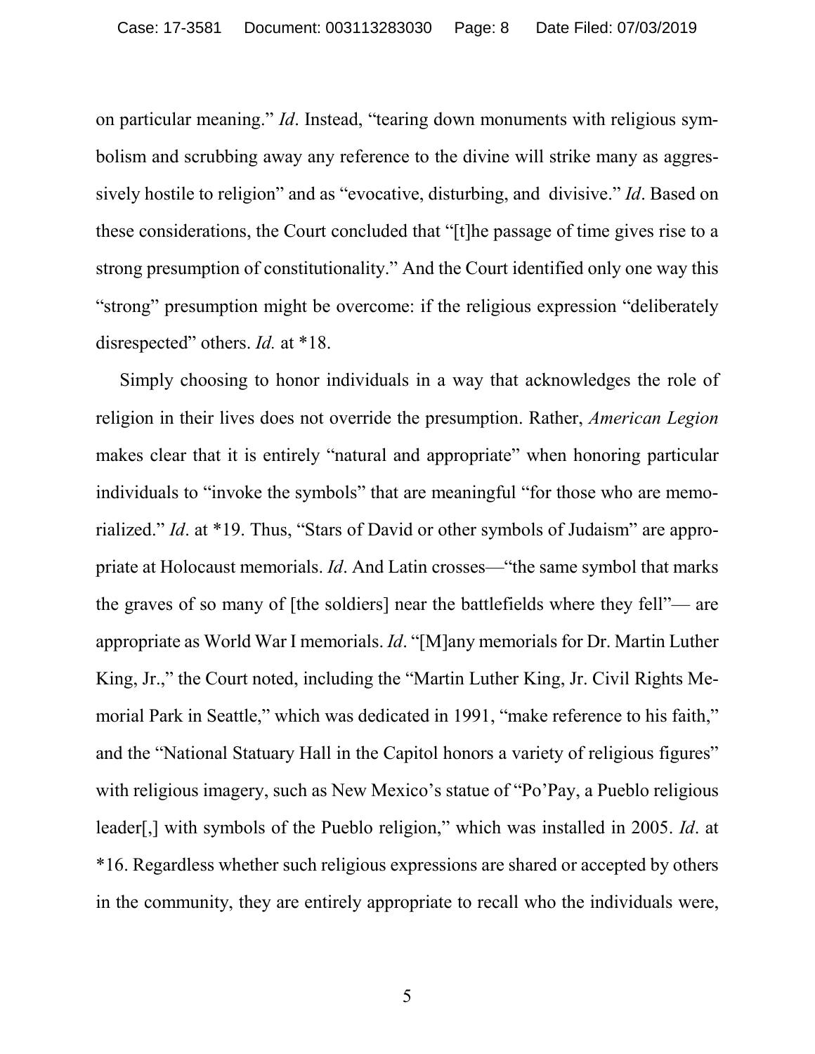on particular meaning." *Id*. Instead, "tearing down monuments with religious symbolism and scrubbing away any reference to the divine will strike many as aggressively hostile to religion" and as "evocative, disturbing, and divisive." *Id*. Based on these considerations, the Court concluded that "[t]he passage of time gives rise to a strong presumption of constitutionality." And the Court identified only one way this "strong" presumption might be overcome: if the religious expression "deliberately disrespected" others. *Id.* at *18.

Simply choosing to honor individuals in a way that acknowledges the role of religion in their lives does not override the presumption. Rather, *American Legion* makes clear that it is entirely "natural and appropriate" when honoring particular individuals to "invoke the symbols" that are meaningful "for those who are memorialized." *Id*. at *19. Thus, "Stars of David or other symbols of Judaism" are appropriate at Holocaust memorials. *Id*. And Latin crosses—"the same symbol that marks the graves of so many of [the soldiers] near the battlefields where they fell"— are appropriate as World War I memorials. *Id*. "[M]any memorials for Dr. Martin Luther King, Jr.," the Court noted, including the "Martin Luther King, Jr. Civil Rights Memorial Park in Seattle," which was dedicated in 1991, "make reference to his faith," and the "National Statuary Hall in the Capitol honors a variety of religious figures" with religious imagery, such as New Mexico's statue of "Po'Pay, a Pueblo religious leader[,] with symbols of the Pueblo religion," which was installed in 2005. *Id*. at *16. Regardless whether such religious expressions are shared or accepted by others in the community, they are entirely appropriate to recall who the individuals were,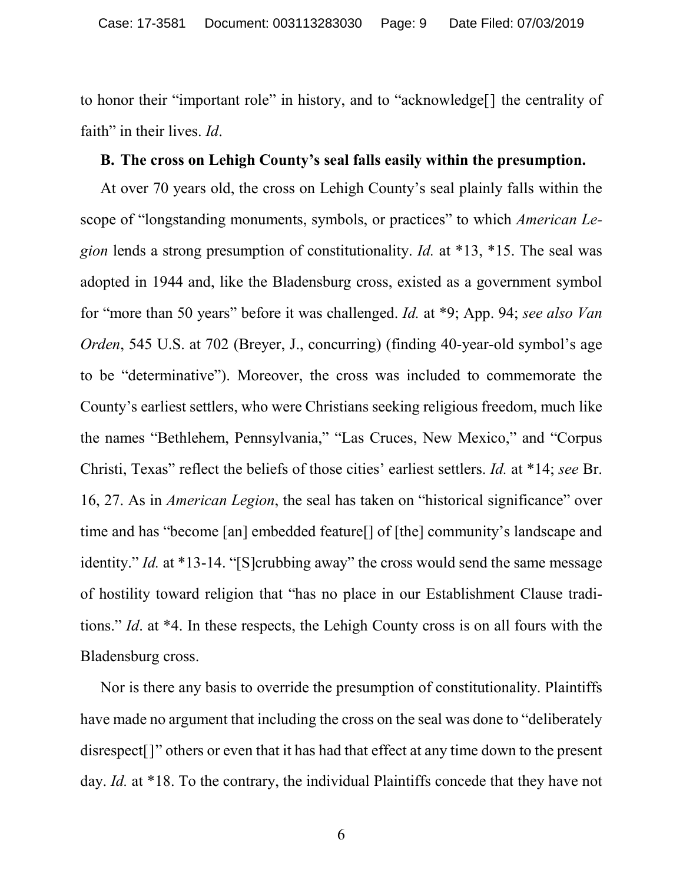to honor their "important role" in history, and to "acknowledge[] the centrality of faith" in their lives. *Id*.

### B. The cross on Lehigh County's seal falls easily within the presumption.

At over 70 years old, the cross on Lehigh County's seal plainly falls within the scope of "longstanding monuments, symbols, or practices" to which *American Legion* lends a strong presumption of constitutionality. *Id.* at *13, *15. The seal was adopted in 1944 and, like the Bladensburg cross, existed as a government symbol for "more than 50 years" before it was challenged. *Id.* at *9; App. 94; *see also Van Orden*, 545 U.S. at 702 (Breyer, J., concurring) (finding 40-year-old symbol's age to be "determinative"). Moreover, the cross was included to commemorate the County's earliest settlers, who were Christians seeking religious freedom, much like the names "Bethlehem, Pennsylvania," "Las Cruces, New Mexico," and "Corpus Christi, Texas" reflect the beliefs of those cities' earliest settlers. *Id.* at *14; *see* Br. 16, 27. As in *American Legion*, the seal has taken on "historical significance" over time and has "become [an] embedded feature[] of [the] community's landscape and identity." *Id.* at *13-14. "[S]crubbing away" the cross would send the same message of hostility toward religion that "has no place in our Establishment Clause traditions." *Id*. at *4. In these respects, the Lehigh County cross is on all fours with the Bladensburg cross.

Nor is there any basis to override the presumption of constitutionality. Plaintiffs have made no argument that including the cross on the seal was done to "deliberately disrespect[]" others or even that it has had that effect at any time down to the present day. *Id.* at *18. To the contrary, the individual Plaintiffs concede that they have not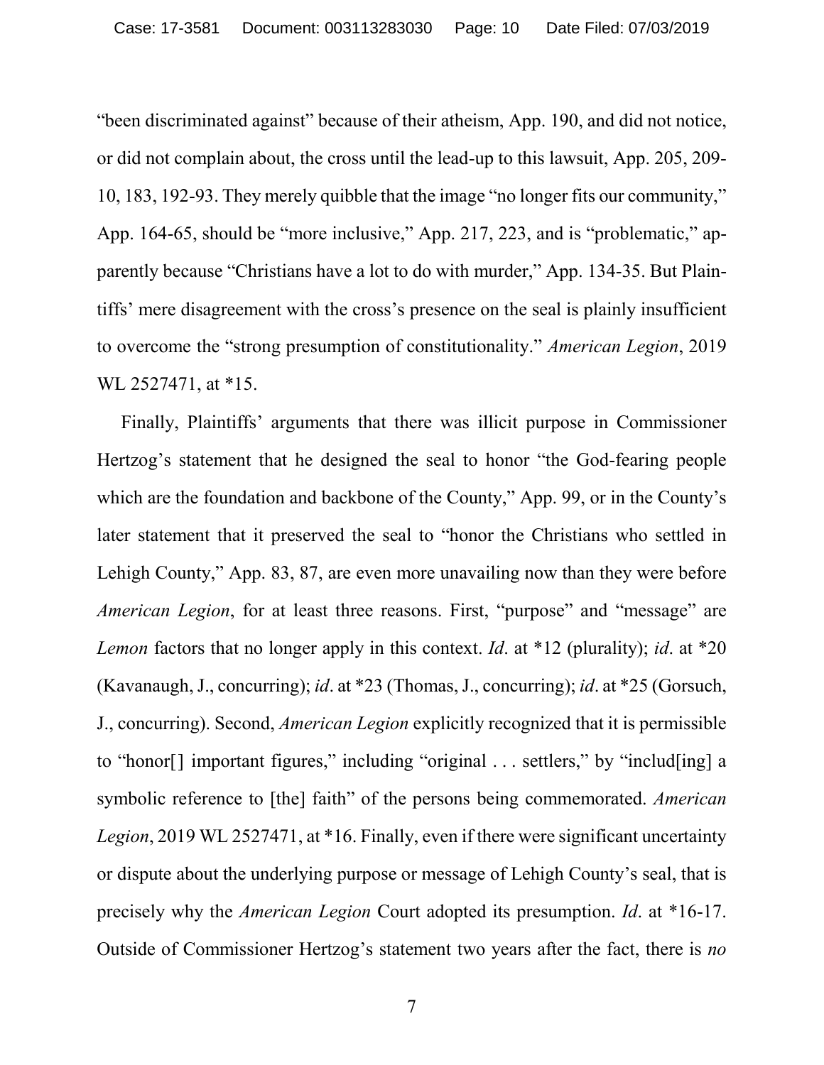"been discriminated against" because of their atheism, App. 190, and did not notice, or did not complain about, the cross until the lead-up to this lawsuit, App. 205, 209-10, 183, 192-93. They merely quibble that the image "no longer fits our community," App. 164-65, should be "more inclusive," App. 217, 223, and is "problematic," apparently because "Christians have a lot to do with murder," App. 134-35. But Plaintiffs' mere disagreement with the cross's presence on the seal is plainly insufficient to overcome the "strong presumption of constitutionality." *American Legion*, 2019 WL 2527471, at *15.

Finally, Plaintiffs' arguments that there was illicit purpose in Commissioner Hertzog's statement that he designed the seal to honor "the God-fearing people which are the foundation and backbone of the County," App. 99, or in the County's later statement that it preserved the seal to "honor the Christians who settled in Lehigh County," App. 83, 87, are even more unavailing now than they were before *American Legion*, for at least three reasons. First, "purpose" and "message" are *Lemon* factors that no longer apply in this context. *Id*. at *12 (plurality); *id*. at *20 (Kavanaugh, J., concurring); *id*. at *23 (Thomas, J., concurring); *id*. at *25 (Gorsuch, J., concurring). Second, *American Legion* explicitly recognized that it is permissible to "honor[] important figures," including "original . . . settlers," by "includ[ing] a symbolic reference to [the] faith" of the persons being commemorated. *American Legion*, 2019 WL 2527471, at *16. Finally, even if there were significant uncertainty or dispute about the underlying purpose or message of Lehigh County's seal, that is precisely why the *American Legion* Court adopted its presumption. *Id*. at *16-17. Outside of Commissioner Hertzog's statement two years after the fact, there is *no*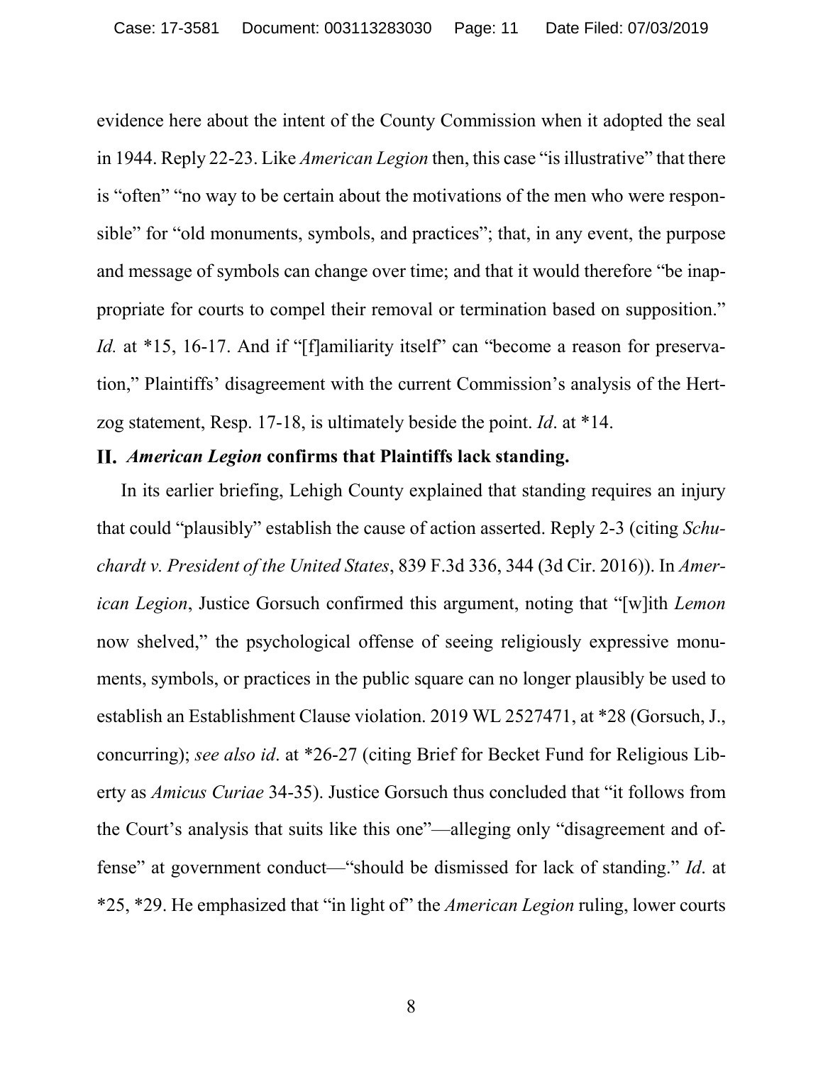evidence here about the intent of the County Commission when it adopted the seal in 1944. Reply 22-23. Like *American Legion* then, this case "is illustrative" that there is "often" "no way to be certain about the motivations of the men who were responsible" for "old monuments, symbols, and practices"; that, in any event, the purpose and message of symbols can change over time; and that it would therefore "be inappropriate for courts to compel their removal or termination based on supposition." *Id.* at *15, 16-17. And if "[f]amiliarity itself" can "become a reason for preservation," Plaintiffs' disagreement with the current Commission's analysis of the Hertzog statement, Resp. 17-18, is ultimately beside the point. *Id*. at *14.

## II. *American Legion* confirms that Plaintiffs lack standing.

In its earlier briefing, Lehigh County explained that standing requires an injury that could "plausibly" establish the cause of action asserted. Reply 2-3 (citing *Schuchardt v. President of the United States*, 839 F.3d 336, 344 (3d Cir. 2016)). In *American Legion*, Justice Gorsuch confirmed this argument, noting that "[w]ith *Lemon* now shelved," the psychological offense of seeing religiously expressive monuments, symbols, or practices in the public square can no longer plausibly be used to establish an Establishment Clause violation. 2019 WL 2527471, at *28 (Gorsuch, J., concurring); *see also id*. at *26-27 (citing Brief for Becket Fund for Religious Liberty as *Amicus Curiae* 34-35). Justice Gorsuch thus concluded that "it follows from the Court's analysis that suits like this one"—alleging only "disagreement and offense" at government conduct—"should be dismissed for lack of standing." *Id*. at *25, *29. He emphasized that "in light of" the *American Legion* ruling, lower courts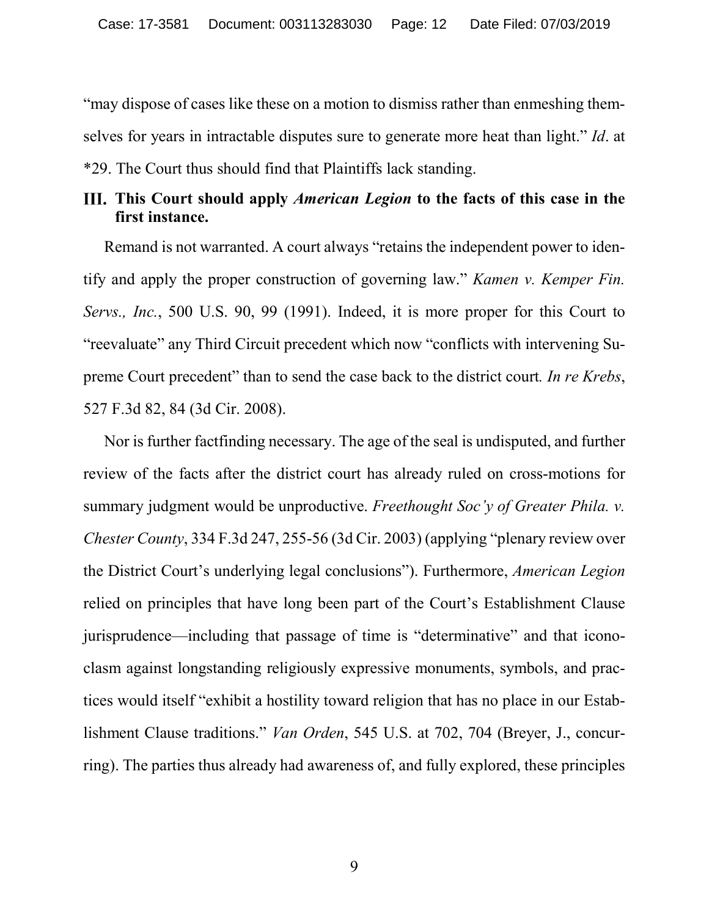"may dispose of cases like these on a motion to dismiss rather than enmeshing themselves for years in intractable disputes sure to generate more heat than light." *Id*. at *29. The Court thus should find that Plaintiffs lack standing.

## III. This Court should apply *American Legion* to the facts of this case in the first instance.

Remand is not warranted. A court always "retains the independent power to identify and apply the proper construction of governing law." *Kamen v. Kemper Fin. Servs., Inc.*, 500 U.S. 90, 99 (1991). Indeed, it is more proper for this Court to "reevaluate" any Third Circuit precedent which now "conflicts with intervening Supreme Court precedent" than to send the case back to the district court. *In re Krebs*, 527 F.3d 82, 84 (3d Cir. 2008).

Nor is further factfinding necessary. The age of the seal is undisputed, and further review of the facts after the district court has already ruled on cross-motions for summary judgment would be unproductive. *Freethought Soc'y of Greater Phila. v. Chester County*, 334 F.3d 247, 255-56 (3d Cir. 2003) (applying "plenary review over the District Court's underlying legal conclusions"). Furthermore, *American Legion* relied on principles that have long been part of the Court's Establishment Clause jurisprudence—including that passage of time is "determinative" and that iconoclasm against longstanding religiously expressive monuments, symbols, and practices would itself "exhibit a hostility toward religion that has no place in our Establishment Clause traditions." *Van Orden*, 545 U.S. at 702, 704 (Breyer, J., concurring). The parties thus already had awareness of, and fully explored, these principles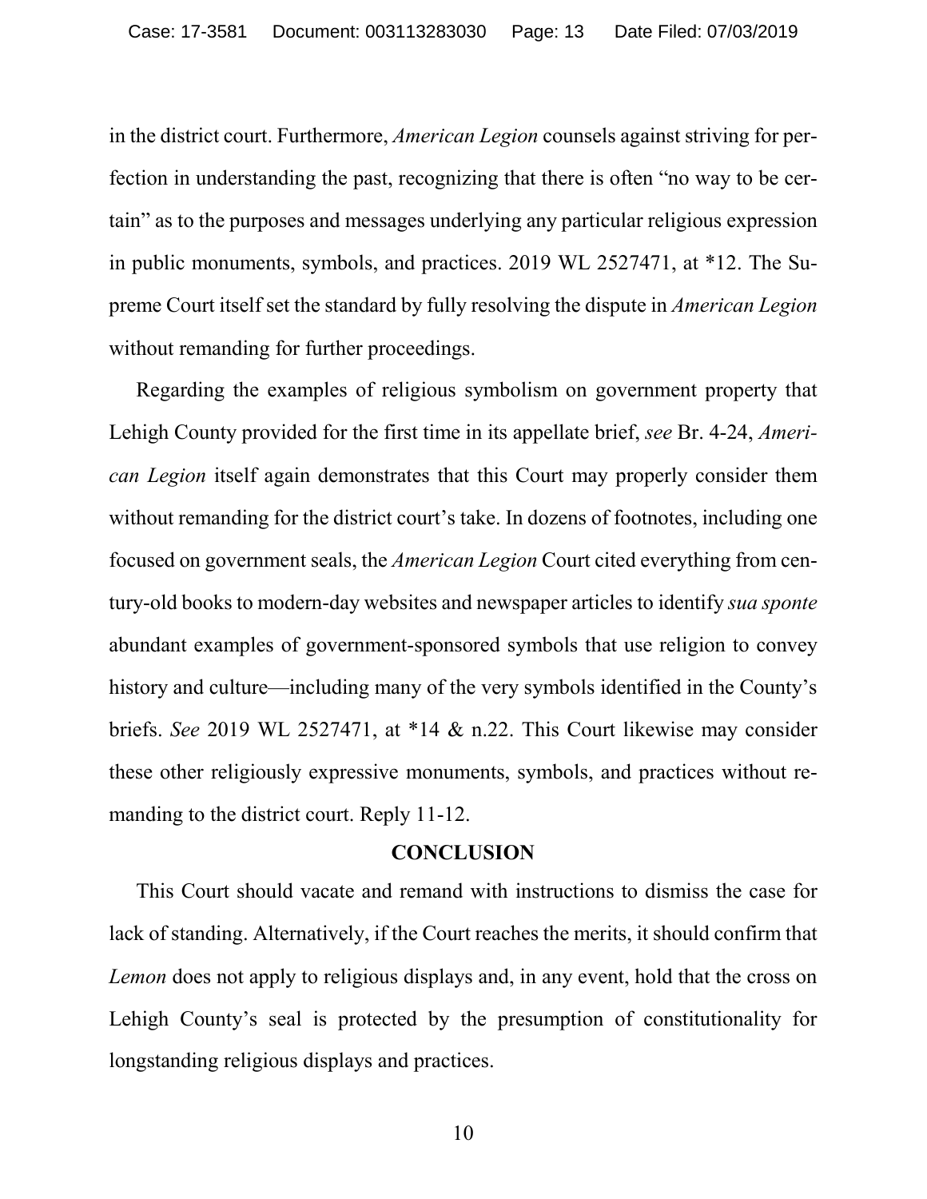in the district court. Furthermore, *American Legion* counsels against striving for perfection in understanding the past, recognizing that there is often "no way to be certain" as to the purposes and messages underlying any particular religious expression in public monuments, symbols, and practices. 2019 WL 2527471, at *12. The Supreme Court itself set the standard by fully resolving the dispute in *American Legion* without remanding for further proceedings.

Regarding the examples of religious symbolism on government property that Lehigh County provided for the first time in its appellate brief, *see* Br. 4-24, *American Legion* itself again demonstrates that this Court may properly consider them without remanding for the district court's take. In dozens of footnotes, including one focused on government seals, the *American Legion* Court cited everything from century-old books to modern-day websites and newspaper articles to identify *sua sponte* abundant examples of government-sponsored symbols that use religion to convey history and culture—including many of the very symbols identified in the County's briefs. *See* 2019 WL 2527471, at *14 & n.22. This Court likewise may consider these other religiously expressive monuments, symbols, and practices without remanding to the district court. Reply 11-12.

## CONCLUSION

This Court should vacate and remand with instructions to dismiss the case for lack of standing. Alternatively, if the Court reaches the merits, it should confirm that *Lemon* does not apply to religious displays and, in any event, hold that the cross on Lehigh County's seal is protected by the presumption of constitutionality for longstanding religious displays and practices.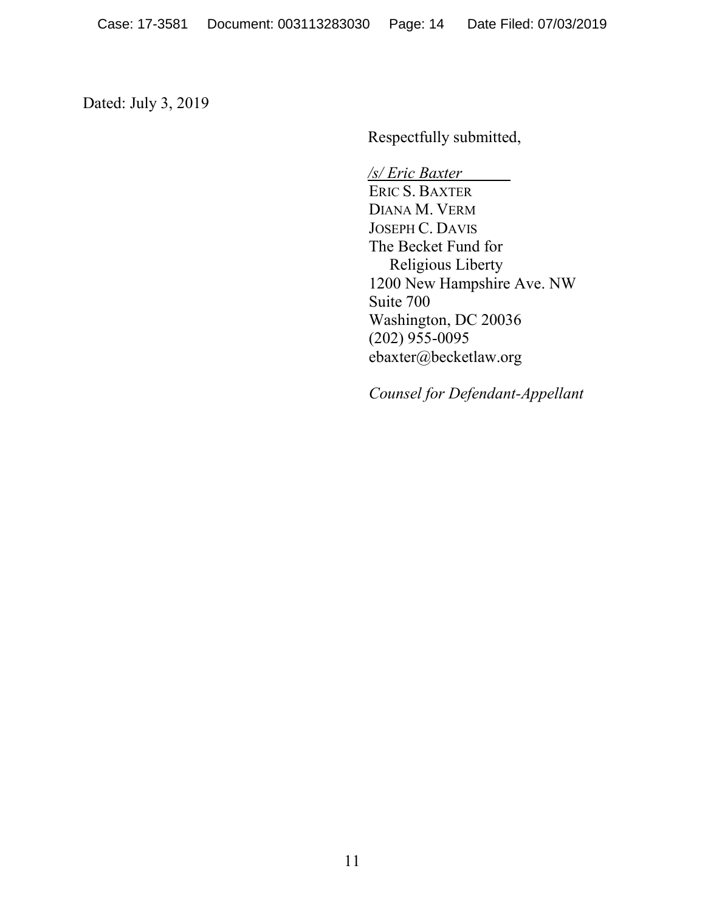Dated: July 3, 2019

Respectfully submitted,

*/s/ Eric Baxter*
ERIC S. BAXTER
DIANA M. VERM
JOSEPH C. DAVIS
The Becket Fund for
Religious Liberty
1200 New Hampshire Ave. NW
Suite 700
Washington, DC 20036
(202) 955-0095
ebaxter@becketlaw.org

*Counsel for Defendant-Appellant*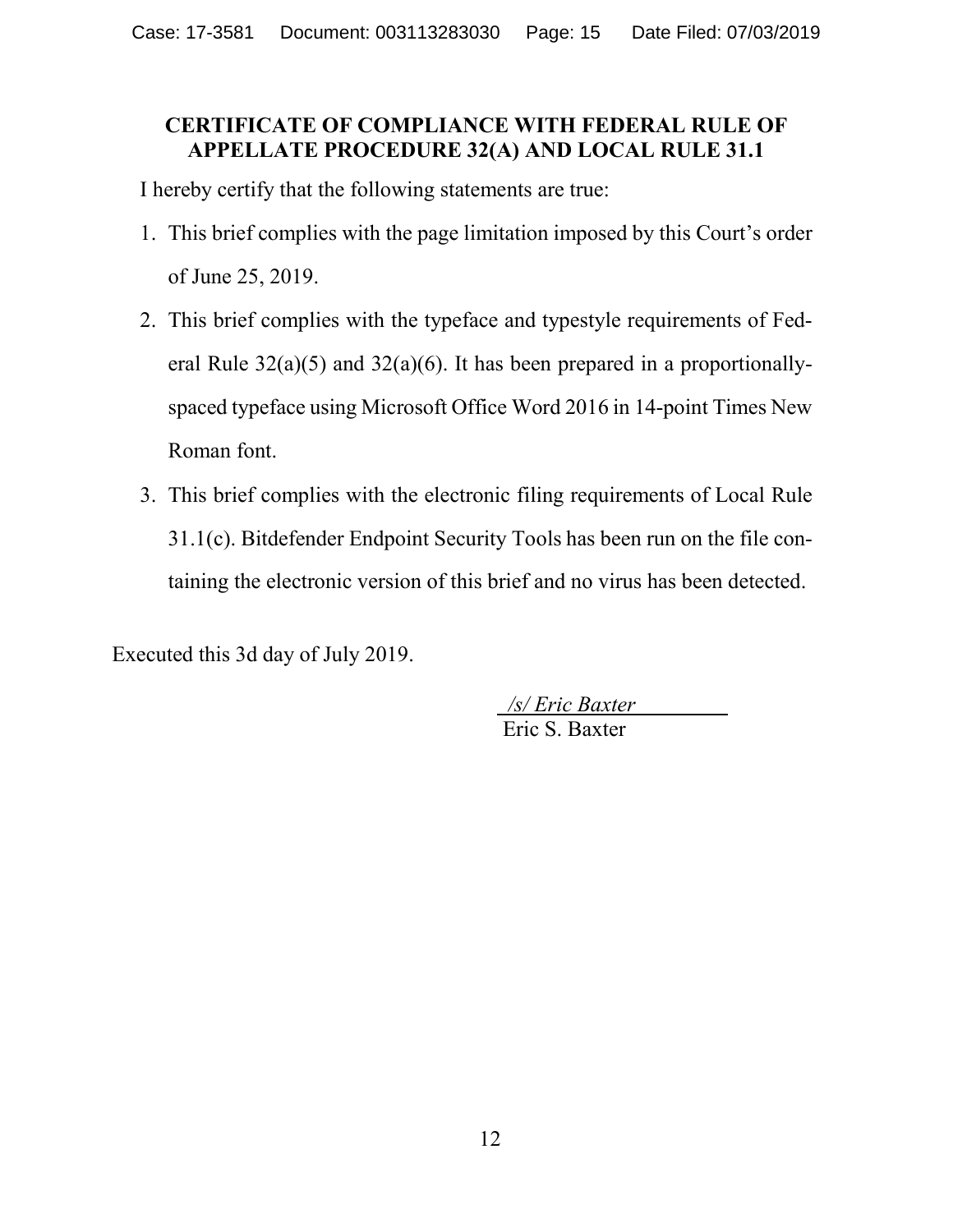**CERTIFICATE OF COMPLIANCE WITH FEDERAL RULE OF APPELLATE PROCEDURE 32(A) AND LOCAL RULE 31.1**

I hereby certify that the following statements are true:

1. This brief complies with the page limitation imposed by this Court's order of June 25, 2019.
2. This brief complies with the typeface and typestyle requirements of Federal Rule 32(a)(5) and 32(a)(6). It has been prepared in a proportionally-spaced typeface using Microsoft Office Word 2016 in 14-point Times New Roman font.
3. This brief complies with the electronic filing requirements of Local Rule 31.1(c). Bitdefender Endpoint Security Tools has been run on the file containing the electronic version of this brief and no virus has been detected.

Executed this 3d day of July 2019.

*/s/ Eric Baxter*
Eric S. Baxter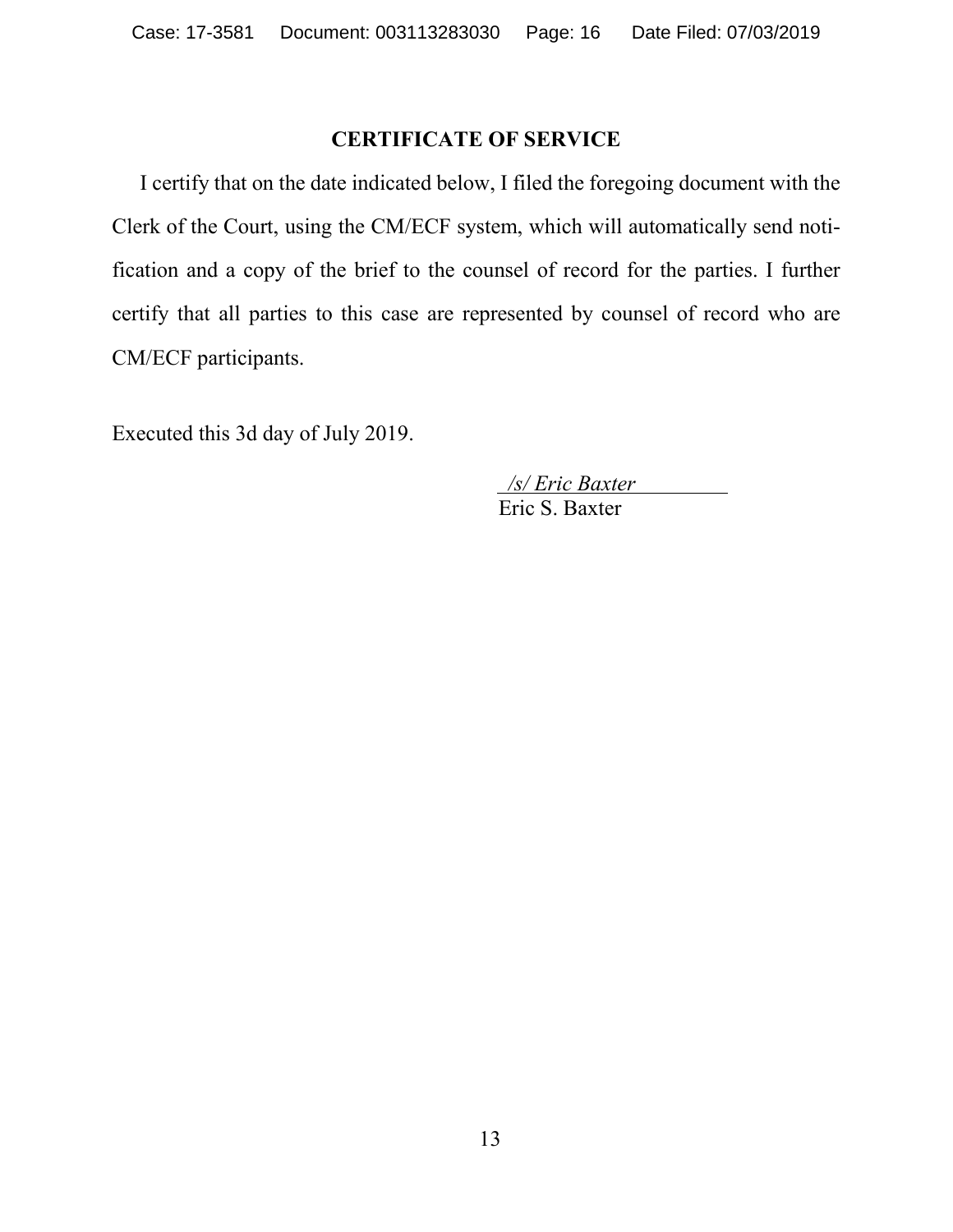## CERTIFICATE OF SERVICE

I certify that on the date indicated below, I filed the foregoing document with the Clerk of the Court, using the CM/ECF system, which will automatically send notification and a copy of the brief to the counsel of record for the parties. I further certify that all parties to this case are represented by counsel of record who are CM/ECF participants.

Executed this 3d day of July 2019.

*/s/ Eric Baxter*
Eric S. Baxter